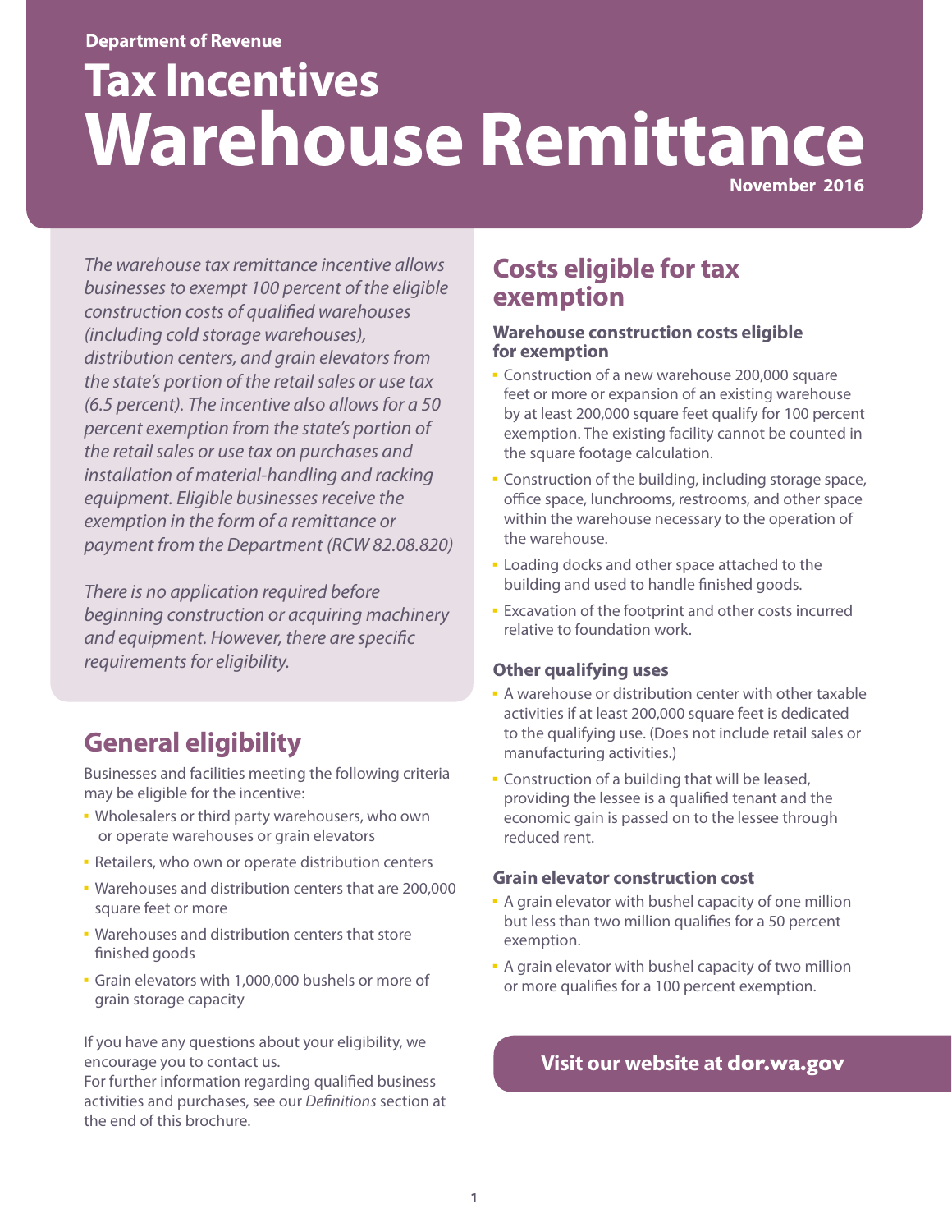Department of Revenue

# Tax Incentives
# Warehouse Remittance

November 2016

*The warehouse tax remittance incentive allows businesses to exempt 100 percent of the eligible construction costs of qualified warehouses (including cold storage warehouses), distribution centers, and grain elevators from the state's portion of the retail sales or use tax (6.5 percent). The incentive also allows for a 50 percent exemption from the state's portion of the retail sales or use tax on purchases and installation of material-handling and racking equipment. Eligible businesses receive the exemption in the form of a remittance or payment from the Department (RCW 82.08.820)*

*There is no application required before beginning construction or acquiring machinery and equipment. However, there are specific requirements for eligibility.*

## General eligibility

Businesses and facilities meeting the following criteria may be eligible for the incentive:

- Wholesalers or third party warehousers, who own or operate warehouses or grain elevators
- Retailers, who own or operate distribution centers
- Warehouses and distribution centers that are 200,000 square feet or more
- Warehouses and distribution centers that store finished goods
- Grain elevators with 1,000,000 bushels or more of grain storage capacity

If you have any questions about your eligibility, we encourage you to contact us.
For further information regarding qualified business activities and purchases, see our *Definitions* section at the end of this brochure.

## Costs eligible for tax exemption

### Warehouse construction costs eligible for exemption

- Construction of a new warehouse 200,000 square feet or more or expansion of an existing warehouse by at least 200,000 square feet qualify for 100 percent exemption. The existing facility cannot be counted in the square footage calculation.
- Construction of the building, including storage space, office space, lunchrooms, restrooms, and other space within the warehouse necessary to the operation of the warehouse.
- Loading docks and other space attached to the building and used to handle finished goods.
- Excavation of the footprint and other costs incurred relative to foundation work.

### Other qualifying uses

- A warehouse or distribution center with other taxable activities if at least 200,000 square feet is dedicated to the qualifying use. (Does not include retail sales or manufacturing activities.)
- Construction of a building that will be leased, providing the lessee is a qualified tenant and the economic gain is passed on to the lessee through reduced rent.

### Grain elevator construction cost

- A grain elevator with bushel capacity of one million but less than two million qualifies for a 50 percent exemption.
- A grain elevator with bushel capacity of two million or more qualifies for a 100 percent exemption.

**Visit our website at dor.wa.gov**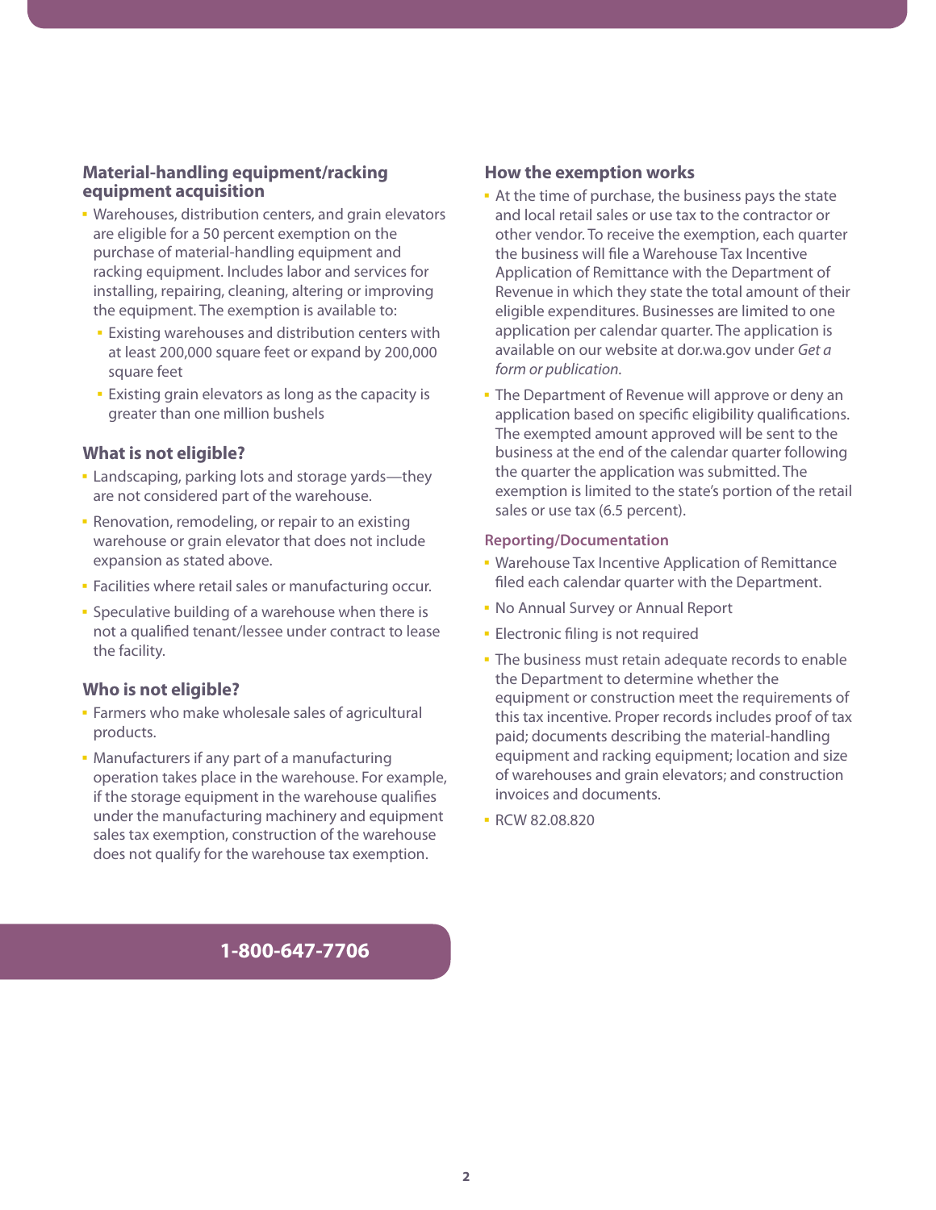## Material-handling equipment/racking equipment acquisition

- Warehouses, distribution centers, and grain elevators are eligible for a 50 percent exemption on the purchase of material-handling equipment and racking equipment. Includes labor and services for installing, repairing, cleaning, altering or improving the equipment. The exemption is available to:
  - Existing warehouses and distribution centers with at least 200,000 square feet or expand by 200,000 square feet
  - Existing grain elevators as long as the capacity is greater than one million bushels

## What is not eligible?

- Landscaping, parking lots and storage yards—they are not considered part of the warehouse.
- Renovation, remodeling, or repair to an existing warehouse or grain elevator that does not include expansion as stated above.
- Facilities where retail sales or manufacturing occur.
- Speculative building of a warehouse when there is not a qualified tenant/lessee under contract to lease the facility.

## Who is not eligible?

- Farmers who make wholesale sales of agricultural products.
- Manufacturers if any part of a manufacturing operation takes place in the warehouse. For example, if the storage equipment in the warehouse qualifies under the manufacturing machinery and equipment sales tax exemption, construction of the warehouse does not qualify for the warehouse tax exemption.

## How the exemption works

- At the time of purchase, the business pays the state and local retail sales or use tax to the contractor or other vendor. To receive the exemption, each quarter the business will file a Warehouse Tax Incentive Application of Remittance with the Department of Revenue in which they state the total amount of their eligible expenditures. Businesses are limited to one application per calendar quarter. The application is available on our website at dor.wa.gov under *Get a form or publication*.
- The Department of Revenue will approve or deny an application based on specific eligibility qualifications. The exempted amount approved will be sent to the business at the end of the calendar quarter following the quarter the application was submitted. The exemption is limited to the state's portion of the retail sales or use tax (6.5 percent).

### Reporting/Documentation

- Warehouse Tax Incentive Application of Remittance filed each calendar quarter with the Department.
- No Annual Survey or Annual Report
- Electronic filing is not required
- The business must retain adequate records to enable the Department to determine whether the equipment or construction meet the requirements of this tax incentive. Proper records includes proof of tax paid; documents describing the material-handling equipment and racking equipment; location and size of warehouses and grain elevators; and construction invoices and documents.
- RCW 82.08.820

**1-800-647-7706**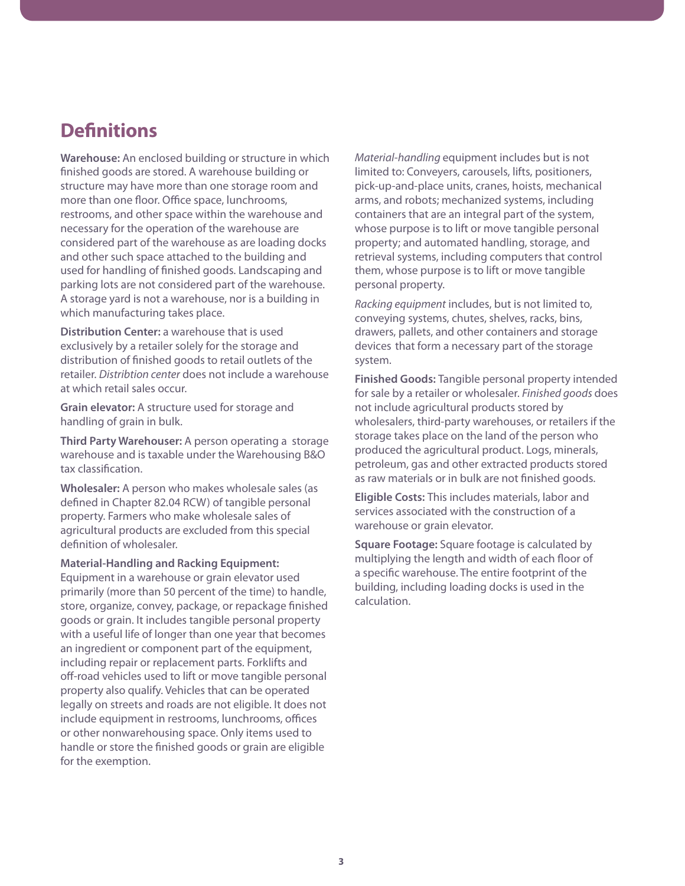## Definitions

**Warehouse:** An enclosed building or structure in which finished goods are stored. A warehouse building or structure may have more than one storage room and more than one floor. Office space, lunchrooms, restrooms, and other space within the warehouse and necessary for the operation of the warehouse are considered part of the warehouse as are loading docks and other such space attached to the building and used for handling of finished goods. Landscaping and parking lots are not considered part of the warehouse. A storage yard is not a warehouse, nor is a building in which manufacturing takes place.

**Distribution Center:** a warehouse that is used exclusively by a retailer solely for the storage and distribution of finished goods to retail outlets of the retailer. *Distribtion center* does not include a warehouse at which retail sales occur.

**Grain elevator:** A structure used for storage and handling of grain in bulk.

**Third Party Warehouser:** A person operating a storage warehouse and is taxable under the Warehousing B&O tax classification.

**Wholesaler:** A person who makes wholesale sales (as defined in Chapter 82.04 RCW) of tangible personal property. Farmers who make wholesale sales of agricultural products are excluded from this special definition of wholesaler.

**Material-Handling and Racking Equipment:** Equipment in a warehouse or grain elevator used primarily (more than 50 percent of the time) to handle, store, organize, convey, package, or repackage finished goods or grain. It includes tangible personal property with a useful life of longer than one year that becomes an ingredient or component part of the equipment, including repair or replacement parts. Forklifts and off-road vehicles used to lift or move tangible personal property also qualify. Vehicles that can be operated legally on streets and roads are not eligible. It does not include equipment in restrooms, lunchrooms, offices or other nonwarehousing space. Only items used to handle or store the finished goods or grain are eligible for the exemption.

*Material-handling* equipment includes but is not limited to: Conveyers, carousels, lifts, positioners, pick-up-and-place units, cranes, hoists, mechanical arms, and robots; mechanized systems, including containers that are an integral part of the system, whose purpose is to lift or move tangible personal property; and automated handling, storage, and retrieval systems, including computers that control them, whose purpose is to lift or move tangible personal property.

*Racking equipment* includes, but is not limited to, conveying systems, chutes, shelves, racks, bins, drawers, pallets, and other containers and storage devices that form a necessary part of the storage system.

**Finished Goods:** Tangible personal property intended for sale by a retailer or wholesaler. *Finished goods* does not include agricultural products stored by wholesalers, third-party warehouses, or retailers if the storage takes place on the land of the person who produced the agricultural product. Logs, minerals, petroleum, gas and other extracted products stored as raw materials or in bulk are not finished goods.

**Eligible Costs:** This includes materials, labor and services associated with the construction of a warehouse or grain elevator.

**Square Footage:** Square footage is calculated by multiplying the length and width of each floor of a specific warehouse. The entire footprint of the building, including loading docks is used in the calculation.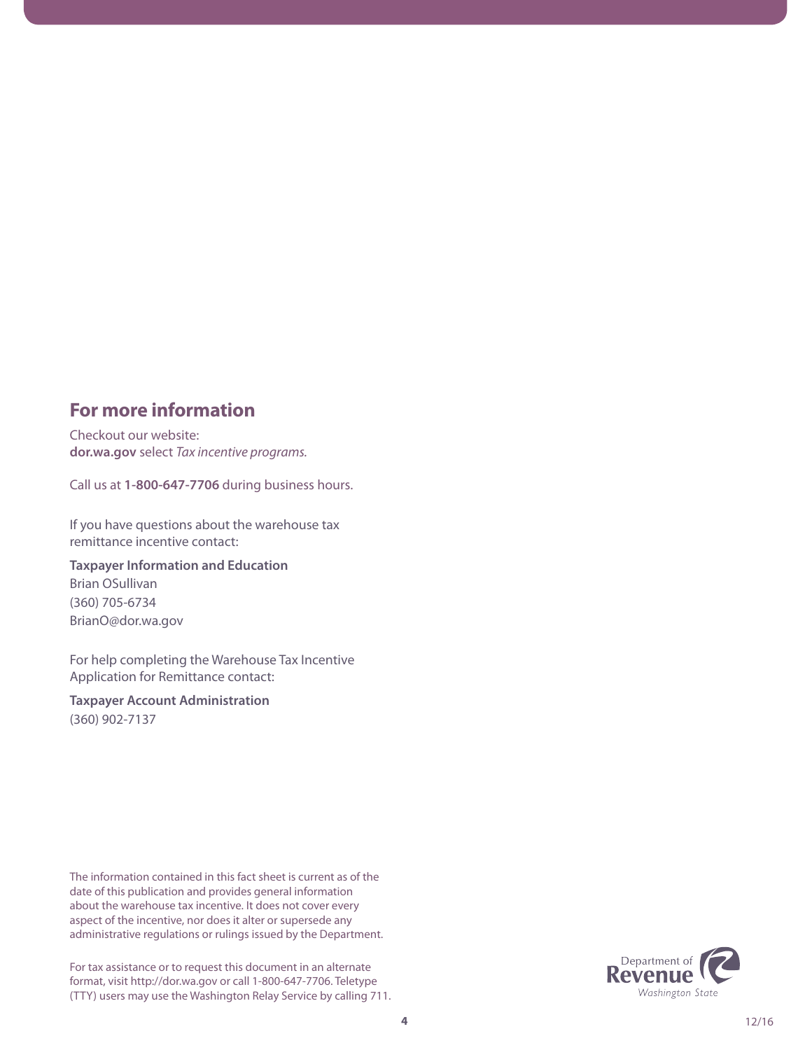## For more information

Checkout our website:
**dor.wa.gov** select *Tax incentive programs.*

Call us at **1-800-647-7706** during business hours.

If you have questions about the warehouse tax remittance incentive contact:

**Taxpayer Information and Education**
Brian OSullivan
(360) 705-6734
BrianO@dor.wa.gov

For help completing the Warehouse Tax Incentive Application for Remittance contact:

**Taxpayer Account Administration**
(360) 902-7137

The information contained in this fact sheet is current as of the date of this publication and provides general information about the warehouse tax incentive. It does not cover every aspect of the incentive, nor does it alter or supersede any administrative regulations or rulings issued by the Department.

For tax assistance or to request this document in an alternate format, visit http://dor.wa.gov or call 1-800-647-7706. Teletype (TTY) users may use the Washington Relay Service by calling 711.

Department of Revenue Washington State

12/16